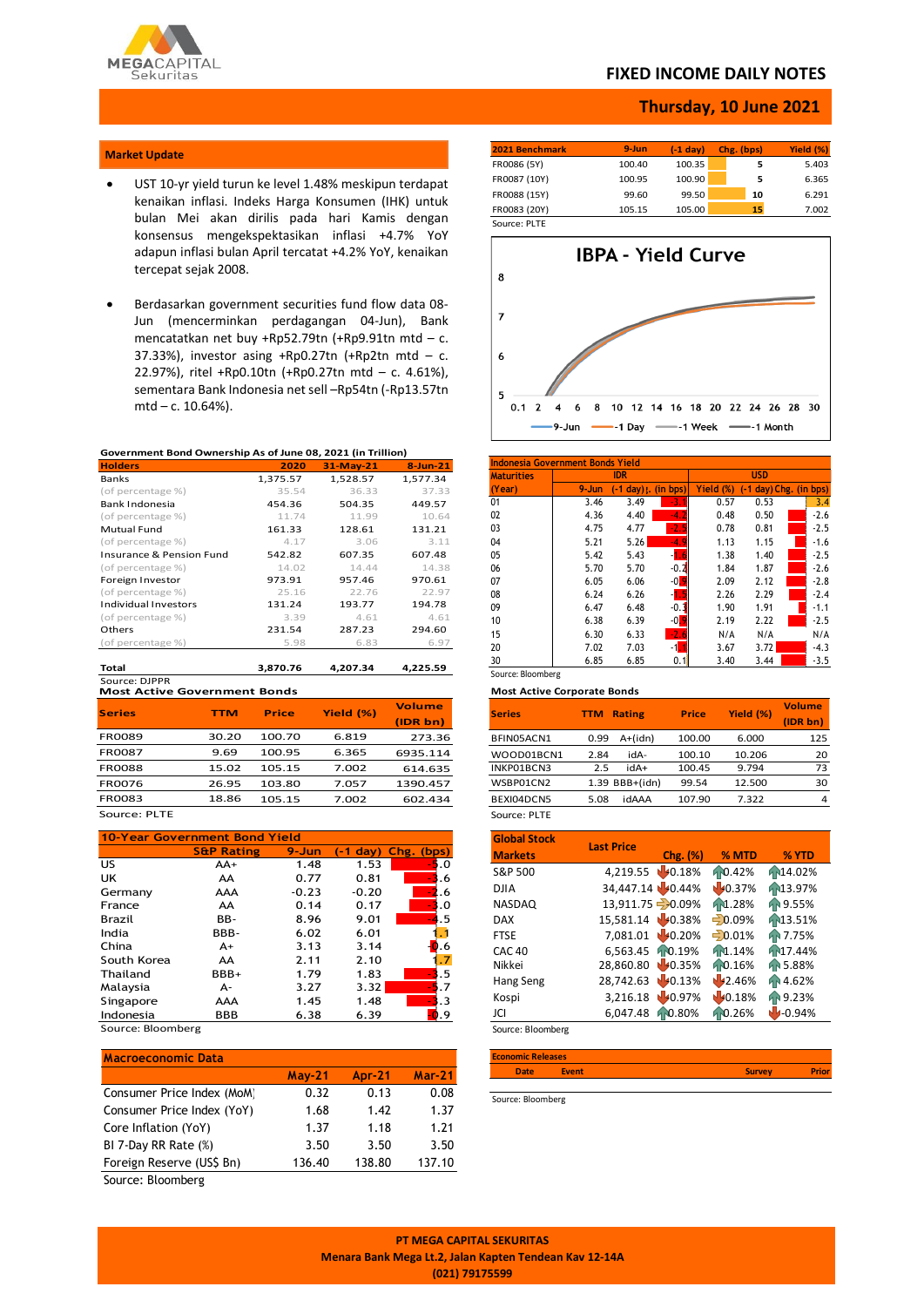# FIXED INCOME DAILY NOTES

**Thursday, 10 June 2021**

## Market Update

- UST 10-yr yield turun ke level 1.48% meskipun terdapat kenaikan inflasi. Indeks Harga Konsumen (IHK) untuk bulan Mei akan dirilis pada hari Kamis dengan konsensus mengekspektasikan inflasi +4.7% YoY adapun inflasi bulan April tercatat +4.2% YoY, kenaikan tercepat sejak 2008.

- Berdasarkan government securities fund flow data 08-Jun (mencerminkan perdagangan 04-Jun), Bank mencatatkan net buy +Rp52.79tn (+Rp9.91tn mtd – c. 37.33%), investor asing +Rp0.27tn (+Rp2tn mtd – c. 22.97%), ritel +Rp0.10tn (+Rp0.27tn mtd – c. 4.61%), sementara Bank Indonesia net sell –Rp54tn (-Rp13.57tn mtd – c. 10.64%).

| 2021 Benchmark | 9-Jun | (-1 day) | Chg. (bps) | Yield (%) |
|---|---|---|---|---|
| FR0086 (5Y) | 100.40 | 100.35 | 5 | 5.403 |
| FR0087 (10Y) | 100.95 | 100.90 | 5 | 6.365 |
| FR0088 (15Y) | 99.60 | 99.50 | 10 | 6.291 |
| FR0083 (20Y) | 105.15 | 105.00 | 15 | 7.002 |

Source: PLTE

**IBPA - Yield Curve**

(Chart: 9-Jun, -1 Day, -1 Week, -1 Month)

**Government Bond Ownership As of June 08, 2021 (in Trillion)**

| Holders | 2020 | 31-May-21 | 8-Jun-21 |
|---|---|---|---|
| Banks | 1,375.57 | 1,528.57 | 1,577.34 |
| (of percentage %) | 35.54 | 36.33 | 37.33 |
| Bank Indonesia | 454.36 | 504.35 | 449.57 |
| (of percentage %) | 11.74 | 11.99 | 10.64 |
| Mutual Fund | 161.33 | 128.61 | 131.21 |
| (of percentage %) | 4.17 | 3.06 | 3.11 |
| Insurance & Pension Fund | 542.82 | 607.35 | 607.48 |
| (of percentage %) | 14.02 | 14.44 | 14.38 |
| Foreign Investor | 973.91 | 957.46 | 970.61 |
| (of percentage %) | 25.16 | 22.76 | 22.97 |
| Individual Investors | 131.24 | 193.77 | 194.78 |
| (of percentage %) | 3.39 | 4.61 | 4.61 |
| Others | 231.54 | 287.23 | 294.60 |
| (of percentage %) | 5.98 | 6.83 | 6.97 |
| **Total** | **3,870.76** | **4,207.34** | **4,225.59** |

Source: DJPPR

**Indonesia Government Bonds Yield**

| Maturities | IDR | | | USD | | |
|---|---|---|---|---|---|---|
| (Year) | 9-Jun | (-1 day) | Chg. (in bps) | Yield (%) | (-1 day) | Chg. (in bps) |
| 01 | 3.46 | 3.49 | -3.1 | 0.57 | 0.53 | 3.4 |
| 02 | 4.36 | 4.40 | -4.2 | 0.48 | 0.50 | -2.6 |
| 03 | 4.75 | 4.77 | -2.5 | 0.78 | 0.81 | -2.5 |
| 04 | 5.21 | 5.26 | -4.9 | 1.13 | 1.15 | -1.6 |
| 05 | 5.42 | 5.43 | -1.6 | 1.38 | 1.40 | -2.5 |
| 06 | 5.70 | 5.70 | -0.2 | 1.84 | 1.87 | -2.6 |
| 07 | 6.05 | 6.06 | -0.9 | 2.09 | 2.12 | -2.8 |
| 08 | 6.24 | 6.26 | -1.5 | 2.26 | 2.29 | -2.4 |
| 09 | 6.47 | 6.48 | -0.3 | 1.90 | 1.91 | -1.1 |
| 10 | 6.38 | 6.39 | -0.9 | 2.19 | 2.22 | -2.5 |
| 15 | 6.30 | 6.33 | -2.4 | N/A | N/A | N/A |
| 20 | 7.02 | 7.03 | -1.1 | 3.67 | 3.72 | -4.3 |
| 30 | 6.85 | 6.85 | 0.1 | 3.40 | 3.44 | -3.5 |

Source: Bloomberg

**Most Active Government Bonds**

| Series | TTM | Price | Yield (%) | Volume (IDR bn) |
|---|---|---|---|---|
| FR0089 | 30.20 | 100.70 | 6.819 | 273.36 |
| FR0087 | 9.69 | 100.95 | 6.365 | 6935.114 |
| FR0088 | 15.02 | 105.15 | 7.002 | 614.635 |
| FR0076 | 26.95 | 103.80 | 7.057 | 1390.457 |
| FR0083 | 18.86 | 105.15 | 7.002 | 602.434 |

Source: PLTE

**Most Active Corporate Bonds**

| Series | TTM | Rating | Price | Yield (%) | Volume (IDR bn) |
|---|---|---|---|---|---|
| BFIN05ACN1 | 0.99 | A+(idn) | 100.00 | 6.000 | 125 |
| WOOD01BCN1 | 2.84 | idA- | 100.10 | 10.206 | 20 |
| INKP01BCN3 | 2.5 | idA+ | 100.45 | 9.794 | 73 |
| WSBP01CN2 | 1.39 | BBB+(idn) | 99.54 | 12.500 | 30 |
| BEXI04DCN5 | 5.08 | idAAA | 107.90 | 7.322 | 4 |

Source: PLTE

**10-Year Government Bond Yield**

| | S&P Rating | 9-Jun | (-1 day) | Chg. (bps) |
|---|---|---|---|---|
| US | AA+ | 1.48 | 1.53 | -5.0 |
| UK | AA | 0.77 | 0.81 | -3.6 |
| Germany | AAA | -0.23 | -0.20 | -2.6 |
| France | AA | 0.14 | 0.17 | -3.0 |
| Brazil | BB- | 8.96 | 9.01 | -4.5 |
| India | BBB- | 6.02 | 6.01 | 1.1 |
| China | A+ | 3.13 | 3.14 | -0.6 |
| South Korea | AA | 2.11 | 2.10 | 1.7 |
| Thailand | BBB+ | 1.79 | 1.83 | -3.5 |
| Malaysia | A- | 3.27 | 3.32 | -5.7 |
| Singapore | AAA | 1.45 | 1.48 | -3.3 |
| Indonesia | BBB | 6.38 | 6.39 | -0.9 |

Source: Bloomberg

**Global Stock**

| Markets | Last Price | Chg. (%) | % MTD | % YTD |
|---|---|---|---|---|
| S&P 500 | 4,219.55 | 0.18% | 0.42% | 14.02% |
| DJIA | 34,447.14 | 0.44% | 0.37% | 13.97% |
| NASDAQ | 13,911.75 | 0.09% | 1.28% | 9.55% |
| DAX | 15,581.14 | 0.38% | 0.09% | 13.51% |
| FTSE | 7,081.01 | 0.20% | 0.01% | 7.75% |
| CAC 40 | 6,563.45 | 0.19% | 1.14% | 17.44% |
| Nikkei | 28,860.80 | 0.35% | 0.16% | 5.88% |
| Hang Seng | 28,742.63 | 0.13% | 2.46% | 4.62% |
| Kospi | 3,216.18 | 0.97% | 0.18% | 9.23% |
| JCI | 6,047.48 | 0.80% | 0.26% | -0.94% |

Source: Bloomberg

**Macroeconomic Data**

| | May-21 | Apr-21 | Mar-21 |
|---|---|---|---|
| Consumer Price Index (MoM) | 0.32 | 0.13 | 0.08 |
| Consumer Price Index (YoY) | 1.68 | 1.42 | 1.37 |
| Core Inflation (YoY) | 1.37 | 1.18 | 1.21 |
| BI 7-Day RR Rate (%) | 3.50 | 3.50 | 3.50 |
| Foreign Reserve (US$ Bn) | 136.40 | 138.80 | 137.10 |

Source: Bloomberg

**Economic Releases**

| Date | Event | Survey | Prior |
|---|---|---|---|

Source: Bloomberg

**PT MEGA CAPITAL SEKURITAS**
Menara Bank Mega Lt.2, Jalan Kapten Tendean Kav 12-14A
(021) 79175599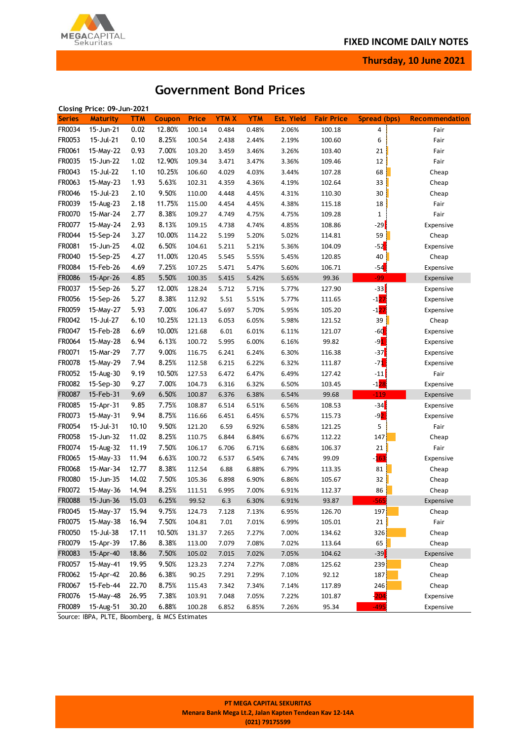## Government Bond Prices

Closing Price: 09-Jun-2021

| Series | Maturity | TTM | Coupon | Price | YTM X | YTM | Est. Yield | Fair Price | Spread (bps) | Recommendation |
|---|---|---|---|---|---|---|---|---|---|---|
| FR0034 | 15-Jun-21 | 0.02 | 12.80% | 100.14 | 0.484 | 0.48% | 2.06% | 100.18 | 4 | Fair |
| FR0053 | 15-Jul-21 | 0.10 | 8.25% | 100.54 | 2.438 | 2.44% | 2.19% | 100.60 | 6 | Fair |
| FR0061 | 15-May-22 | 0.93 | 7.00% | 103.20 | 3.459 | 3.46% | 3.26% | 103.40 | 21 | Fair |
| FR0035 | 15-Jun-22 | 1.02 | 12.90% | 109.34 | 3.471 | 3.47% | 3.36% | 109.46 | 12 | Fair |
| FR0043 | 15-Jul-22 | 1.10 | 10.25% | 106.60 | 4.029 | 4.03% | 3.44% | 107.28 | 68 | Cheap |
| FR0063 | 15-May-23 | 1.93 | 5.63% | 102.31 | 4.359 | 4.36% | 4.19% | 102.64 | 33 | Cheap |
| FR0046 | 15-Jul-23 | 2.10 | 9.50% | 110.00 | 4.448 | 4.45% | 4.31% | 110.30 | 30 | Cheap |
| FR0039 | 15-Aug-23 | 2.18 | 11.75% | 115.00 | 4.454 | 4.45% | 4.38% | 115.18 | 18 | Fair |
| FR0070 | 15-Mar-24 | 2.77 | 8.38% | 109.27 | 4.749 | 4.75% | 4.75% | 109.28 | 1 | Fair |
| FR0077 | 15-May-24 | 2.93 | 8.13% | 109.15 | 4.738 | 4.74% | 4.85% | 108.86 | -29 | Expensive |
| FR0044 | 15-Sep-24 | 3.27 | 10.00% | 114.22 | 5.199 | 5.20% | 5.02% | 114.81 | 59 | Cheap |
| FR0081 | 15-Jun-25 | 4.02 | 6.50% | 104.61 | 5.211 | 5.21% | 5.36% | 104.09 | -52 | Expensive |
| FR0040 | 15-Sep-25 | 4.27 | 11.00% | 120.45 | 5.545 | 5.55% | 5.45% | 120.85 | 40 | Cheap |
| FR0084 | 15-Feb-26 | 4.69 | 7.25% | 107.25 | 5.471 | 5.47% | 5.60% | 106.71 | -54 | Expensive |
| FR0086 | 15-Apr-26 | 4.85 | 5.50% | 100.35 | 5.415 | 5.42% | 5.65% | 99.36 | -99 | Expensive |
| FR0037 | 15-Sep-26 | 5.27 | 12.00% | 128.24 | 5.712 | 5.71% | 5.77% | 127.90 | -33 | Expensive |
| FR0056 | 15-Sep-26 | 5.27 | 8.38% | 112.92 | 5.51 | 5.51% | 5.77% | 111.65 | -127 | Expensive |
| FR0059 | 15-May-27 | 5.93 | 7.00% | 106.47 | 5.697 | 5.70% | 5.95% | 105.20 | -127 | Expensive |
| FR0042 | 15-Jul-27 | 6.10 | 10.25% | 121.13 | 6.053 | 6.05% | 5.98% | 121.52 | 39 | Cheap |
| FR0047 | 15-Feb-28 | 6.69 | 10.00% | 121.68 | 6.01 | 6.01% | 6.11% | 121.07 | -60 | Expensive |
| FR0064 | 15-May-28 | 6.94 | 6.13% | 100.72 | 5.995 | 6.00% | 6.16% | 99.82 | -91 | Expensive |
| FR0071 | 15-Mar-29 | 7.77 | 9.00% | 116.75 | 6.241 | 6.24% | 6.30% | 116.38 | -37 | Expensive |
| FR0078 | 15-May-29 | 7.94 | 8.25% | 112.58 | 6.215 | 6.22% | 6.32% | 111.87 | -71 | Expensive |
| FR0052 | 15-Aug-30 | 9.19 | 10.50% | 127.53 | 6.472 | 6.47% | 6.49% | 127.42 | -11 | Fair |
| FR0082 | 15-Sep-30 | 9.27 | 7.00% | 104.73 | 6.316 | 6.32% | 6.50% | 103.45 | -128 | Expensive |
| FR0087 | 15-Feb-31 | 9.69 | 6.50% | 100.87 | 6.376 | 6.38% | 6.54% | 99.68 | -119 | Expensive |
| FR0085 | 15-Apr-31 | 9.85 | 7.75% | 108.87 | 6.514 | 6.51% | 6.56% | 108.53 | -34 | Expensive |
| FR0073 | 15-May-31 | 9.94 | 8.75% | 116.66 | 6.451 | 6.45% | 6.57% | 115.73 | -92 | Expensive |
| FR0054 | 15-Jul-31 | 10.10 | 9.50% | 121.20 | 6.59 | 6.92% | 6.58% | 121.25 | 5 | Fair |
| FR0058 | 15-Jun-32 | 11.02 | 8.25% | 110.75 | 6.844 | 6.84% | 6.67% | 112.22 | 147 | Cheap |
| FR0074 | 15-Aug-32 | 11.19 | 7.50% | 106.17 | 6.706 | 6.71% | 6.68% | 106.37 | 21 | Fair |
| FR0065 | 15-May-33 | 11.94 | 6.63% | 100.72 | 6.537 | 6.54% | 6.74% | 99.09 | -163 | Expensive |
| FR0068 | 15-Mar-34 | 12.77 | 8.38% | 112.54 | 6.88 | 6.88% | 6.79% | 113.35 | 81 | Cheap |
| FR0080 | 15-Jun-35 | 14.02 | 7.50% | 105.36 | 6.898 | 6.90% | 6.86% | 105.67 | 32 | Cheap |
| FR0072 | 15-May-36 | 14.94 | 8.25% | 111.51 | 6.995 | 7.00% | 6.91% | 112.37 | 86 | Cheap |
| FR0088 | 15-Jun-36 | 15.03 | 6.25% | 99.52 | 6.3 | 6.30% | 6.91% | 93.87 | -565 | Expensive |
| FR0045 | 15-May-37 | 15.94 | 9.75% | 124.73 | 7.128 | 7.13% | 6.95% | 126.70 | 197 | Cheap |
| FR0075 | 15-May-38 | 16.94 | 7.50% | 104.81 | 7.01 | 7.01% | 6.99% | 105.01 | 21 | Fair |
| FR0050 | 15-Jul-38 | 17.11 | 10.50% | 131.37 | 7.265 | 7.27% | 7.00% | 134.62 | 326 | Cheap |
| FR0079 | 15-Apr-39 | 17.86 | 8.38% | 113.00 | 7.079 | 7.08% | 7.02% | 113.64 | 65 | Cheap |
| FR0083 | 15-Apr-40 | 18.86 | 7.50% | 105.02 | 7.015 | 7.02% | 7.05% | 104.62 | -39 | Expensive |
| FR0057 | 15-May-41 | 19.95 | 9.50% | 123.23 | 7.274 | 7.27% | 7.08% | 125.62 | 239 | Cheap |
| FR0062 | 15-Apr-42 | 20.86 | 6.38% | 90.25 | 7.291 | 7.29% | 7.10% | 92.12 | 187 | Cheap |
| FR0067 | 15-Feb-44 | 22.70 | 8.75% | 115.43 | 7.342 | 7.34% | 7.14% | 117.89 | 246 | Cheap |
| FR0076 | 15-May-48 | 26.95 | 7.38% | 103.91 | 7.048 | 7.05% | 7.22% | 101.87 | -204 | Expensive |
| FR0089 | 15-Aug-51 | 30.20 | 6.88% | 100.28 | 6.852 | 6.85% | 7.26% | 95.34 | -495 | Expensive |

Source: IBPA, PLTE, Bloomberg, & MCS Estimates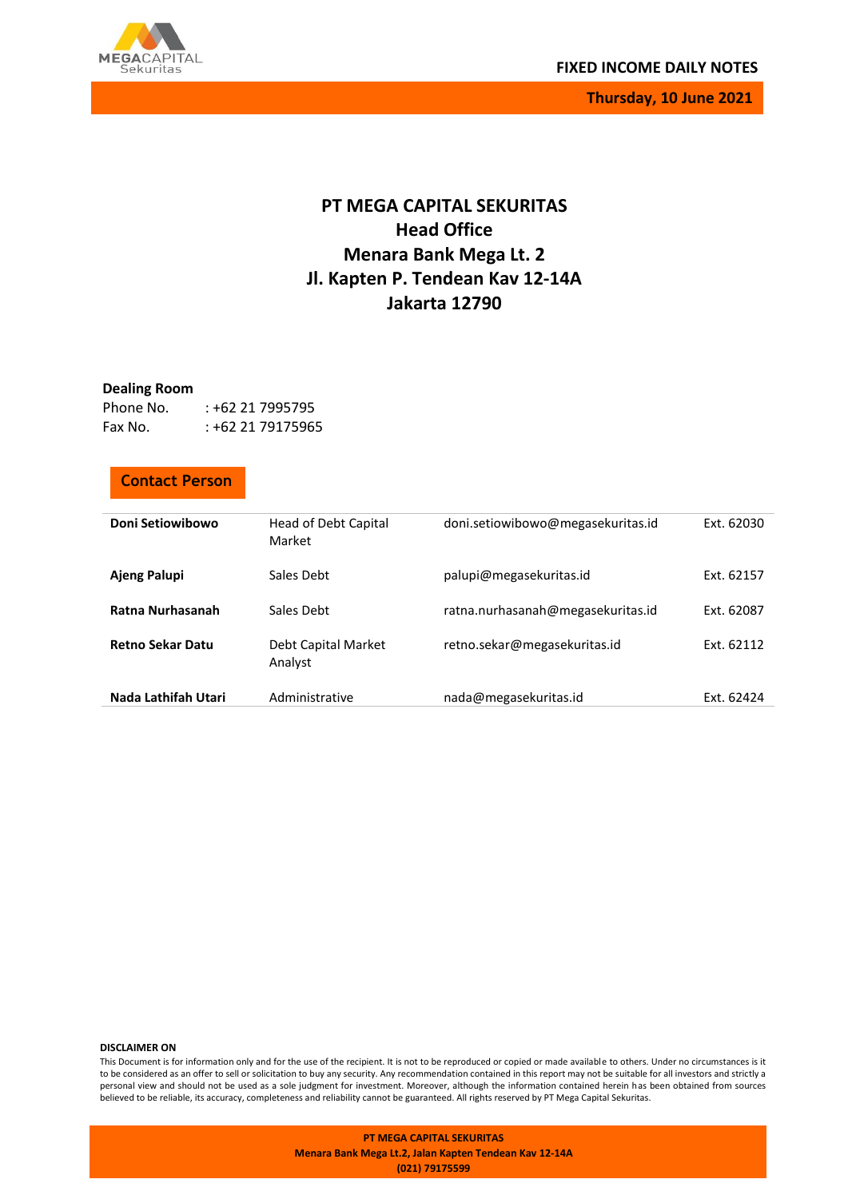# PT MEGA CAPITAL SEKURITAS
## Head Office
## Menara Bank Mega Lt. 2
## Jl. Kapten P. Tendean Kav 12-14A
## Jakarta 12790

**Dealing Room**

Phone No. : +62 21 7995795
Fax No. : +62 21 79175965

### Contact Person

| | | | |
|---|---|---|---|
| **Doni Setiowibowo** | Head of Debt Capital Market | doni.setiowibowo@megasekuritas.id | Ext. 62030 |
| **Ajeng Palupi** | Sales Debt | palupi@megasekuritas.id | Ext. 62157 |
| **Ratna Nurhasanah** | Sales Debt | ratna.nurhasanah@megasekuritas.id | Ext. 62087 |
| **Retno Sekar Datu** | Debt Capital Market Analyst | retno.sekar@megasekuritas.id | Ext. 62112 |
| **Nada Lathifah Utari** | Administrative | nada@megasekuritas.id | Ext. 62424 |

**DISCLAIMER ON**

This Document is for information only and for the use of the recipient. It is not to be reproduced or copied or made available to others. Under no circumstances is it to be considered as an offer to sell or solicitation to buy any security. Any recommendation contained in this report may not be suitable for all investors and strictly a personal view and should not be used as a sole judgment for investment. Moreover, although the information contained herein has been obtained from sources believed to be reliable, its accuracy, completeness and reliability cannot be guaranteed. All rights reserved by PT Mega Capital Sekuritas.